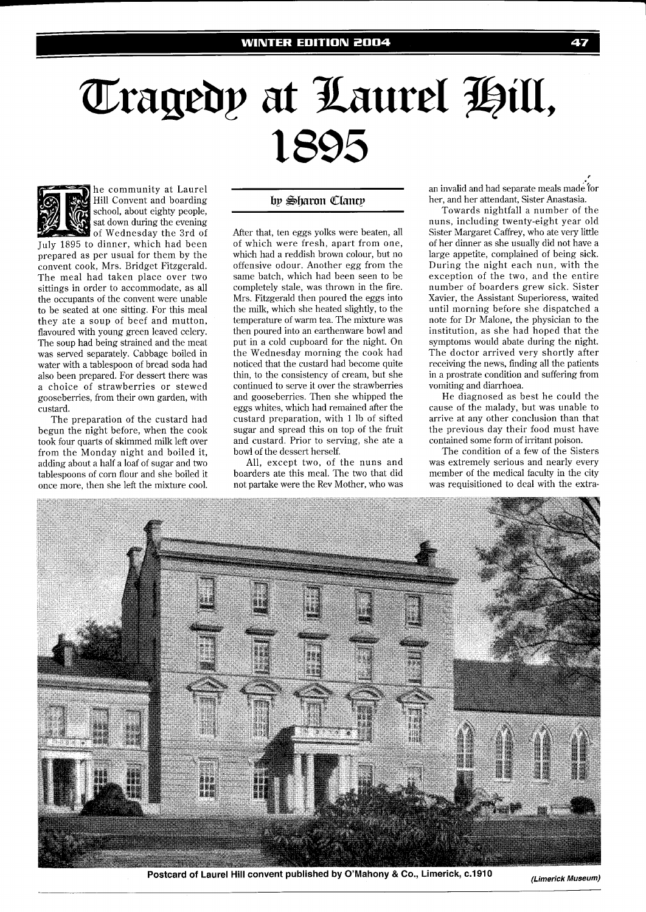# Tragedy at Laurel Hill, 1895

by Sharon Clancy

The community at Laurel Hill Convent and boarding school, about eighty people, sat down during the evening of Wednesday the 3rd of July 1895 to dinner, which had been prepared as per usual for them by the convent cook, Mrs. Bridget Fitzgerald. The meal had taken place over two sittings in order to accommodate, as all the occupants of the convent were unable to be seated at one sitting. For this meal they ate a soup of beef and mutton, flavoured with young green leaved celery. The soup had being strained and the meat was served separately. Cabbage boiled in water with a tablespoon of bread soda had also been prepared. For dessert there was a choice of strawberries or stewed gooseberries, from their own garden, with custard.

The preparation of the custard had begun the night before, when the cook took four quarts of skimmed milk left over from the Monday night and boiled it, adding about a half a loaf of sugar and two tablespoons of corn flour and she boiled it once more, then she left the mixture cool. After that, ten eggs yolks were beaten, all of which were fresh, apart from one, which had a reddish brown colour, but no offensive odour. Another egg from the same batch, which had been seen to be completely stale, was thrown in the fire. Mrs. Fitzgerald then poured the eggs into the milk, which she heated slightly, to the temperature of warm tea. The mixture was then poured into an earthenware bowl and put in a cold cupboard for the night. On the Wednesday morning the cook had noticed that the custard had become quite thin, to the consistency of cream, but she continued to serve it over the strawberries and gooseberries. Then she whipped the eggs whites, which had remained after the custard preparation, with 1 lb of sifted sugar and spread this on top of the fruit and custard. Prior to serving, she ate a bowl of the dessert herself.

All, except two, of the nuns and boarders ate this meal. The two that did not partake were the Rev Mother, who was an invalid and had separate meals made for her, and her attendant, Sister Anastasia.

Towards nightfall a number of the nuns, including twenty-eight year old Sister Margaret Caffrey, who ate very little of her dinner as she usually did not have a large appetite, complained of being sick. During the night each nun, with the exception of the two, and the entire number of boarders grew sick. Sister Xavier, the Assistant Superioress, waited until morning before she dispatched a note for Dr Malone, the physician to the institution, as she had hoped that the symptoms would abate during the night. The doctor arrived very shortly after receiving the news, finding all the patients in a prostrate condition and suffering from vomiting and diarrhoea.

He diagnosed as best he could the cause of the malady, but was unable to arrive at any other conclusion than that the previous day their food must have contained some form of irritant poison.

The condition of a few of the Sisters was extremely serious and nearly every member of the medical faculty in the city was requisitioned to deal with the extra-

Postcard of Laurel Hill convent published by O'Mahony & Co., Limerick, c.1910 *(Limerick Museum)*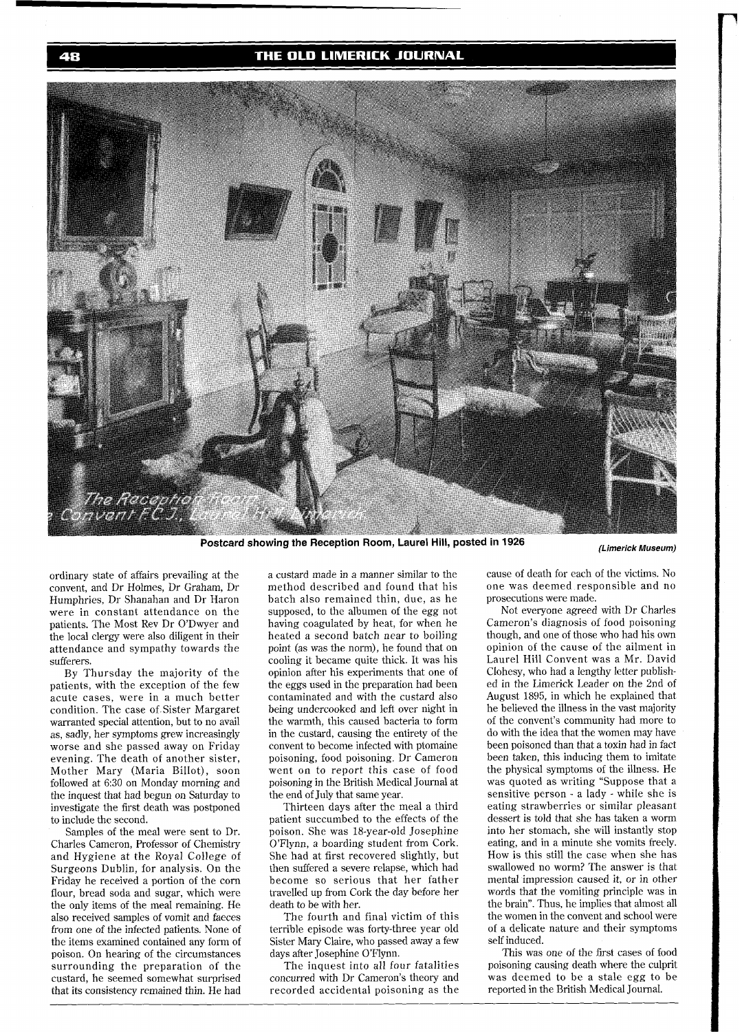Postcard showing the Reception Room, Laurel Hill, posted in 1926 *(Limerick Museum)*

ordinary state of affairs prevailing at the convent, and Dr Holmes, Dr Graham, Dr Humphries, Dr Shanahan and Dr Haron were in constant attendance on the patients. The Most Rev Dr O'Dwyer and the local clergy were also diligent in their attendance and sympathy towards the sufferers.

By Thursday the majority of the patients, with the exception of the few acute cases, were in a much better condition. The case of Sister Margaret warranted special attention, but to no avail as, sadly, her symptoms grew increasingly worse and she passed away on Friday evening. The death of another sister, Mother Mary (Maria Billot), soon followed at 6:30 on Monday morning and the inquest that had begun on Saturday to investigate the first death was postponed to include the second.

Samples of the meal were sent to Dr. Charles Cameron, Professor of Chemistry and Hygiene at the Royal College of Surgeons Dublin, for analysis. On the Friday he received a portion of the corn flour, bread soda and sugar, which were the only items of the meal remaining. He also received samples of vomit and faeces from one of the infected patients. None of the items examined contained any form of poison. On hearing of the circumstances surrounding the preparation of the custard, he seemed somewhat surprised that its consistency remained thin. He had a custard made in a manner similar to the method described and found that his batch also remained thin, due, as he supposed, to the albumen of the egg not having coagulated by heat, for when he heated a second batch near to boiling point (as was the norm), he found that on cooling it became quite thick. It was his opinion after his experiments that one of the eggs used in the preparation had been contaminated and with the custard also being undercooked and left over night in the warmth, this caused bacteria to form in the custard, causing the entirety of the convent to become infected with ptomaine poisoning, food poisoning. Dr Cameron went on to report this case of food poisoning in the British Medical Journal at the end of July that same year.

Thirteen days after the meal a third patient succumbed to the effects of the poison. She was 18-year-old Josephine O'Flynn, a boarding student from Cork. She had at first recovered slightly, but then suffered a severe relapse, which had become so serious that her father travelled up from Cork the day before her death to be with her.

The fourth and final victim of this terrible episode was forty-three year old Sister Mary Claire, who passed away a few days after Josephine O'Flynn.

The inquest into all four fatalities concurred with Dr Cameron's theory and recorded accidental poisoning as the cause of death for each of the victims. No one was deemed responsible and no prosecutions were made.

Not everyone agreed with Dr Charles Cameron's diagnosis of food poisoning though, and one of those who had his own opinion of the cause of the ailment in Laurel Hill Convent was a Mr. David Clohesy, who had a lengthy letter published in the Limerick Leader on the 2nd of August 1895, in which he explained that he believed the illness in the vast majority of the convent's community had more to do with the idea that the women may have been poisoned than that a toxin had in fact been taken, this inducing them to imitate the physical symptoms of the illness. He was quoted as writing "Suppose that a sensitive person - a lady - while she is eating strawberries or similar pleasant dessert is told that she has taken a worm into her stomach, she will instantly stop eating, and in a minute she vomits freely. How is this still the case when she has swallowed no worm? The answer is that mental impression caused it, or in other words that the vomiting principle was in the brain". Thus, he implies that almost all the women in the convent and school were of a delicate nature and their symptoms self induced.

This was one of the first cases of food poisoning causing death where the culprit was deemed to be a stale egg to be reported in the British Medical Journal.